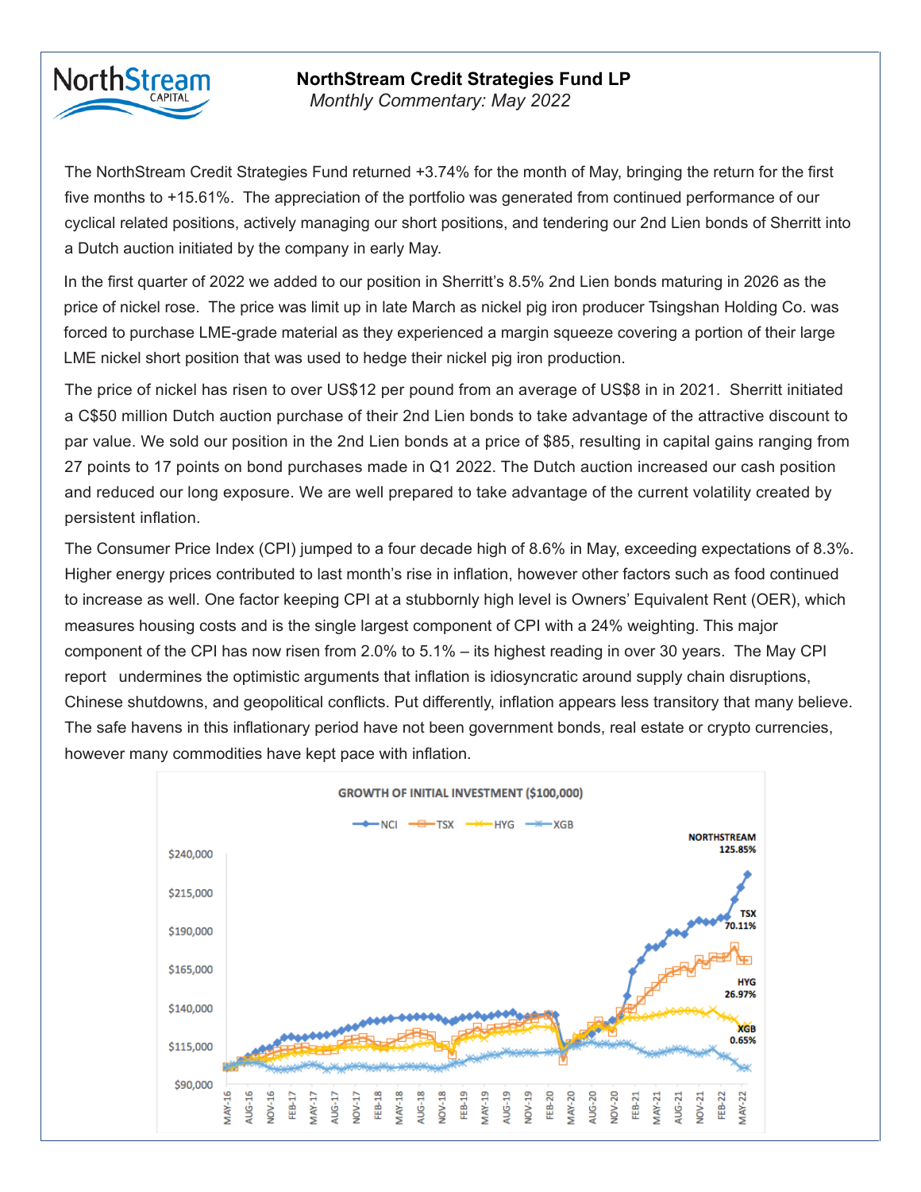# NorthStream Credit Strategies Fund LP

*Monthly Commentary: May 2022*

The NorthStream Credit Strategies Fund returned +3.74% for the month of May, bringing the return for the first five months to +15.61%. The appreciation of the portfolio was generated from continued performance of our cyclical related positions, actively managing our short positions, and tendering our 2nd Lien bonds of Sherritt into a Dutch auction initiated by the company in early May.

In the first quarter of 2022 we added to our position in Sherritt's 8.5% 2nd Lien bonds maturing in 2026 as the price of nickel rose. The price was limit up in late March as nickel pig iron producer Tsingshan Holding Co. was forced to purchase LME-grade material as they experienced a margin squeeze covering a portion of their large LME nickel short position that was used to hedge their nickel pig iron production.

The price of nickel has risen to over US$12 per pound from an average of US$8 in in 2021. Sherritt initiated a C$50 million Dutch auction purchase of their 2nd Lien bonds to take advantage of the attractive discount to par value. We sold our position in the 2nd Lien bonds at a price of $85, resulting in capital gains ranging from 27 points to 17 points on bond purchases made in Q1 2022. The Dutch auction increased our cash position and reduced our long exposure. We are well prepared to take advantage of the current volatility created by persistent inflation.

The Consumer Price Index (CPI) jumped to a four decade high of 8.6% in May, exceeding expectations of 8.3%. Higher energy prices contributed to last month's rise in inflation, however other factors such as food continued to increase as well. One factor keeping CPI at a stubbornly high level is Owners' Equivalent Rent (OER), which measures housing costs and is the single largest component of CPI with a 24% weighting. This major component of the CPI has now risen from 2.0% to 5.1% – its highest reading in over 30 years. The May CPI report undermines the optimistic arguments that inflation is idiosyncratic around supply chain disruptions, Chinese shutdowns, and geopolitical conflicts. Put differently, inflation appears less transitory that many believe. The safe havens in this inflationary period have not been government bonds, real estate or crypto currencies, however many commodities have kept pace with inflation.

GROWTH OF INITIAL INVESTMENT ($100,000)

NCI TSX HYG XGB

NORTHSTREAM 125.85%

TSX 70.11%

HYG 26.97%

XGB 0.65%

$240,000 $215,000 $190,000 $165,000 $140,000 $115,000 $90,000

MAY-16 AUG-16 NOV-16 FEB-17 MAY-17 AUG-17 NOV-17 FEB-18 MAY-18 AUG-18 NOV-18 FEB-19 MAY-19 AUG-19 NOV-19 FEB-20 MAY-20 AUG-20 NOV-20 FEB-21 MAY-21 AUG-21 NOV-21 FEB-22 MAY-22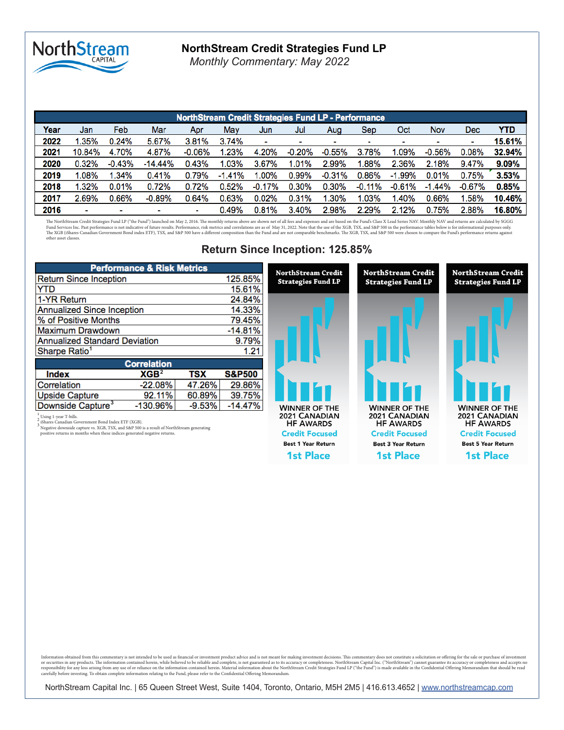# NorthStream Credit Strategies Fund LP

*Monthly Commentary: May 2022*

| NorthStream Credit Strategies Fund LP - Performance | | | | | | | | | | | | | |
|---|---|---|---|---|---|---|---|---|---|---|---|---|---|
| **Year** | Jan | Feb | Mar | Apr | May | Jun | Jul | Aug | Sep | Oct | Nov | Dec | **YTD** |
| **2022** | 1.35% | 0.24% | 5.67% | 3.81% | 3.74% | - | - | - | - | - | - | - | **15.61%** |
| **2021** | 10.84% | 4.70% | 4.87% | -0.06% | 1.23% | 4.20% | -0.20% | -0.55% | 3.78% | 1.09% | -0.56% | 0.08% | **32.94%** |
| **2020** | 0.32% | -0.43% | -14.44% | 0.43% | 1.03% | 3.67% | 1.01% | 2.99% | 1.88% | 2.36% | 2.18% | 9.47% | **9.09%** |
| **2019** | 1.08% | 1.34% | 0.41% | 0.79% | -1.41% | 1.00% | 0.99% | -0.31% | 0.86% | -1.99% | 0.01% | 0.75% | **3.53%** |
| **2018** | 1.32% | 0.01% | 0.72% | 0.72% | 0.52% | -0.17% | 0.30% | 0.30% | -0.11% | -0.61% | -1.44% | -0.67% | **0.85%** |
| **2017** | 2.69% | 0.66% | -0.89% | 0.64% | 0.63% | 0.02% | 0.31% | 1.30% | 1.03% | 1.40% | 0.66% | 1.58% | **10.46%** |
| **2016** | - | - | - | - | 0.49% | 0.81% | 3.40% | 2.98% | 2.29% | 2.12% | 0.75% | 2.88% | **16.80%** |

The NorthStream Credit Strategies Fund LP ("the Fund") launched on May 2, 2016. The monthly returns above are shown net of all fees and expenses and are based on the Fund's Class X Lead Series NAV. Monthly NAV and returns are calculated by SGGG Fund Services Inc. Past performance is not indicative of future results. Performance, risk metrics and correlations are as of May 31, 2022. Note that the use of the XGB, TSX, and S&P 500 in the performance tables below is for informational purposes only. The XGB (iShares Canadian Government Bond index ETF), TSX, and S&P 500 have a different composition than the Fund and are not comparable benchmarks. The XGB, TSX, and S&P 500 were chosen to compare the Fund's performance returns against other asset classes.

## Return Since Inception: 125.85%

| Performance & Risk Metrics | |
|---|---|
| Return Since Inception | 125.85% |
| YTD | 15.61% |
| 1-YR Return | 24.84% |
| Annualized Since Inception | 14.33% |
| % of Positive Months | 79.45% |
| Maximum Drawdown | -14.81% |
| Annualized Standard Deviation | 9.79% |
| Sharpe Ratio[1] | 1.21 |

| Correlation | | | |
|---|---|---|---|
| **Index** | **XGB[2]** | **TSX** | **S&P500** |
| Correlation | -22.08% | 47.26% | 29.86% |
| Upside Capture | 92.11% | 60.89% | 39.75% |
| Downside Capture[3] | -130.96% | -9.53% | -14.47% |

[1] Using 1-year T-bills.
[2] iShares Canadian Government Bond Index ETF (XGB).
[3] Negative downside capture vs. XGB, TSX, and S&P 500 is a result of NorthStream generating positive returns in months when these indices generated negative returns.

**NorthStream Credit Strategies Fund LP**
WINNER OF THE 2021 CANADIAN HF AWARDS
Credit Focused
Best 1 Year Return
1st Place

**NorthStream Credit Strategies Fund LP**
WINNER OF THE 2021 CANADIAN HF AWARDS
Credit Focused
Best 3 Year Return
1st Place

**NorthStream Credit Strategies Fund LP**
WINNER OF THE 2021 CANADIAN HF AWARDS
Credit Focused
Best 5 Year Return
1st Place

Information obtained from this commentary is not intended to be used as financial or investment product advice and is not meant for making investment decisions. This commentary does not constitute a solicitation or offering for the sale or purchase of investment or securities in any products. The information contained herein, while believed to be reliable and complete, is not guaranteed as to its accuracy or completeness. NorthStream Capital Inc. ("NorthStream") cannot guarantee its accuracy or completeness and accepts no responsibility for any loss arising from any use of or reliance on the information contained herein. Material information about the NorthStream Credit Strategies Fund LP ("the Fund") is made available in the Confidential Offering Memorandum that should be read carefully before investing. To obtain complete information relating to the Fund, please refer to the Confidential Offering Memorandum.

NorthStream Capital Inc. | 65 Queen Street West, Suite 1404, Toronto, Ontario, M5H 2M5 | 416.613.4652 | www.northstreamcap.com